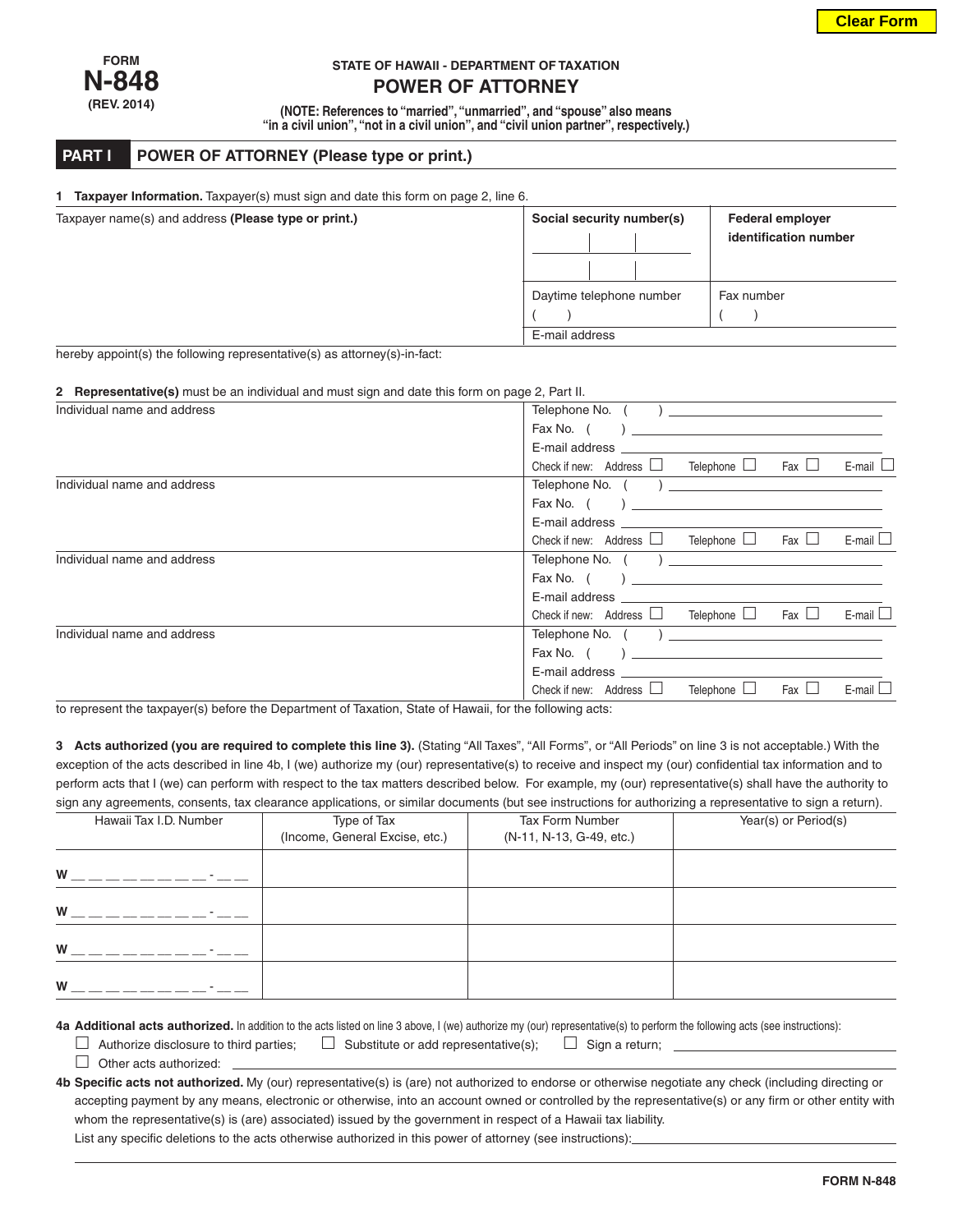Clear Form

FORM
# N-848
(REV. 2014)

STATE OF HAWAII - DEPARTMENT OF TAXATION

## POWER OF ATTORNEY

**(NOTE: References to "married", "unmarried", and "spouse" also means "in a civil union", "not in a civil union", and "civil union partner", respectively.)**

## PART I POWER OF ATTORNEY (Please type or print.)

**1 Taxpayer Information.** Taxpayer(s) must sign and date this form on page 2, line 6.

| Taxpayer name(s) and address **(Please type or print.)** | **Social security number(s)** | **Federal employer identification number** |
|---|---|---|
| | Daytime telephone number ( ) | Fax number ( ) |
| | E-mail address | |

hereby appoint(s) the following representative(s) as attorney(s)-in-fact:

**2 Representative(s)** must be an individual and must sign and date this form on page 2, Part II.

| Individual name and address | Telephone No. ( ) / Fax No. ( ) / E-mail address / Check if new: Address ☐ Telephone ☐ Fax ☐ E-mail ☐ |
|---|---|
| Individual name and address | Telephone No. ( ) / Fax No. ( ) / E-mail address / Check if new: Address ☐ Telephone ☐ Fax ☐ E-mail ☐ |
| Individual name and address | Telephone No. ( ) / Fax No. ( ) / E-mail address / Check if new: Address ☐ Telephone ☐ Fax ☐ E-mail ☐ |
| Individual name and address | Telephone No. ( ) / Fax No. ( ) / E-mail address / Check if new: Address ☐ Telephone ☐ Fax ☐ E-mail ☐ |

to represent the taxpayer(s) before the Department of Taxation, State of Hawaii, for the following acts:

**3 Acts authorized (you are required to complete this line 3).** (Stating "All Taxes", "All Forms", or "All Periods" on line 3 is not acceptable.) With the exception of the acts described in line 4b, I (we) authorize my (our) representative(s) to receive and inspect my (our) confidential tax information and to perform acts that I (we) can perform with respect to the tax matters described below. For example, my (our) representative(s) shall have the authority to sign any agreements, consents, tax clearance applications, or similar documents (but see instructions for authorizing a representative to sign a return).

| Hawaii Tax I.D. Number | Type of Tax (Income, General Excise, etc.) | Tax Form Number (N-11, N-13, G-49, etc.) | Year(s) or Period(s) |
|---|---|---|---|
| W __ __ __ __ __ __ __ __ - __ __ | | | |
| W __ __ __ __ __ __ __ __ - __ __ | | | |
| W __ __ __ __ __ __ __ __ - __ __ | | | |
| W __ __ __ __ __ __ __ __ - __ __ | | | |

**4a Additional acts authorized.** In addition to the acts listed on line 3 above, I (we) authorize my (our) representative(s) to perform the following acts (see instructions):

☐ Authorize disclosure to third parties; ☐ Substitute or add representative(s); ☐ Sign a return; ________

☐ Other acts authorized: ________

**4b Specific acts not authorized.** My (our) representative(s) is (are) not authorized to endorse or otherwise negotiate any check (including directing or accepting payment by any means, electronic or otherwise, into an account owned or controlled by the representative(s) or any firm or other entity with whom the representative(s) is (are) associated) issued by the government in respect of a Hawaii tax liability.

List any specific deletions to the acts otherwise authorized in this power of attorney (see instructions): ________

FORM N-848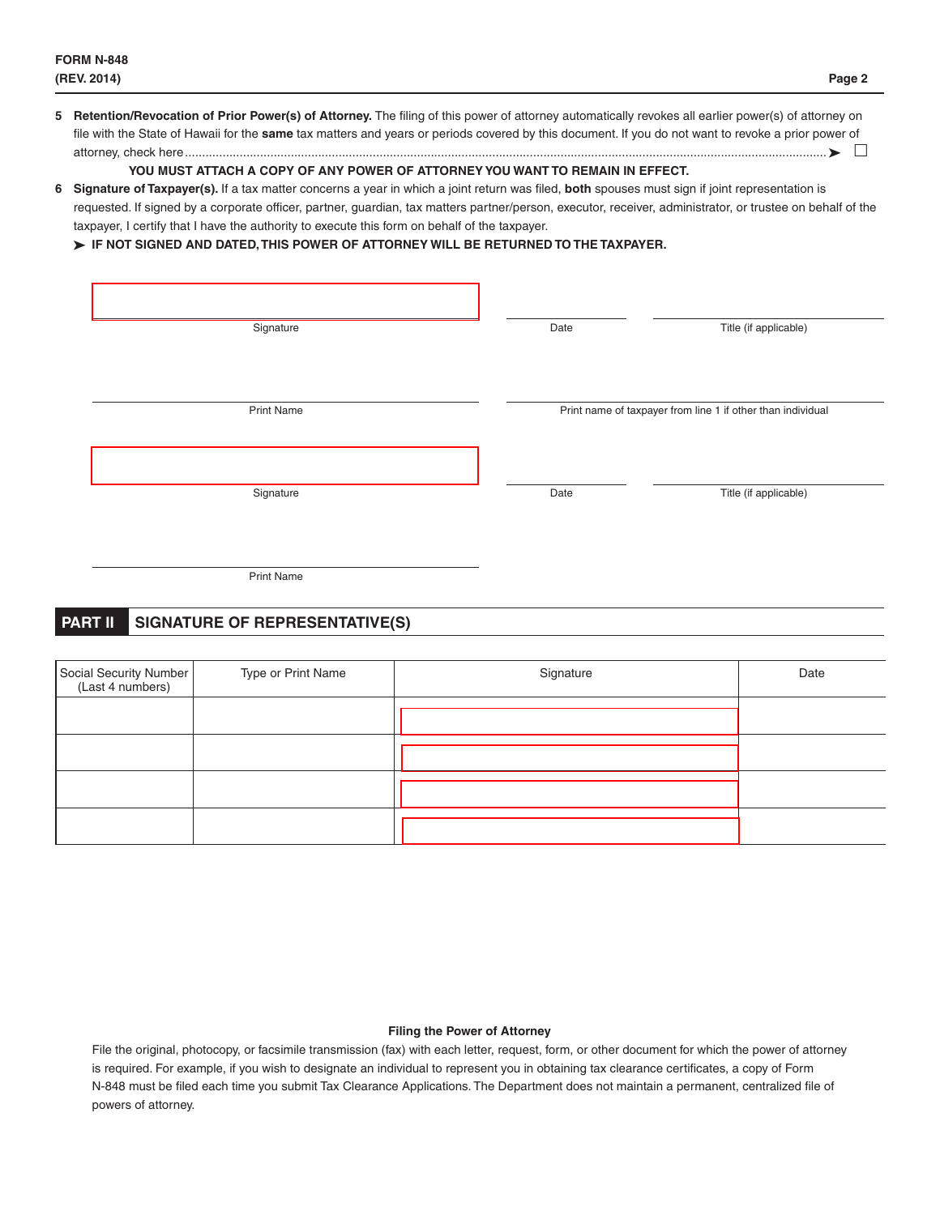5 **Retention/Revocation of Prior Power(s) of Attorney.** The filing of this power of attorney automatically revokes all earlier power(s) of attorney on file with the State of Hawaii for the **same** tax matters and years or periods covered by this document. If you do not want to revoke a prior power of attorney, check here ➤ ☐

**YOU MUST ATTACH A COPY OF ANY POWER OF ATTORNEY YOU WANT TO REMAIN IN EFFECT.**

6 **Signature of Taxpayer(s).** If a tax matter concerns a year in which a joint return was filed, **both** spouses must sign if joint representation is requested. If signed by a corporate officer, partner, guardian, tax matters partner/person, executor, receiver, administrator, or trustee on behalf of the taxpayer, I certify that I have the authority to execute this form on behalf of the taxpayer.

➤ **IF NOT SIGNED AND DATED, THIS POWER OF ATTORNEY WILL BE RETURNED TO THE TAXPAYER.**

| Signature | Date | Title (if applicable) |
|---|---|---|
| | | |

| Print Name | Print name of taxpayer from line 1 if other than individual |
|---|---|
| | |

| Signature | Date | Title (if applicable) |
|---|---|---|
| | | |

| Print Name |
|---|
| |

## PART II SIGNATURE OF REPRESENTATIVE(S)

| Social Security Number (Last 4 numbers) | Type or Print Name | Signature | Date |
|---|---|---|---|
| | | | |
| | | | |
| | | | |
| | | | |

**Filing the Power of Attorney**

File the original, photocopy, or facsimile transmission (fax) with each letter, request, form, or other document for which the power of attorney is required. For example, if you wish to designate an individual to represent you in obtaining tax clearance certificates, a copy of Form N-848 must be filed each time you submit Tax Clearance Applications. The Department does not maintain a permanent, centralized file of powers of attorney.